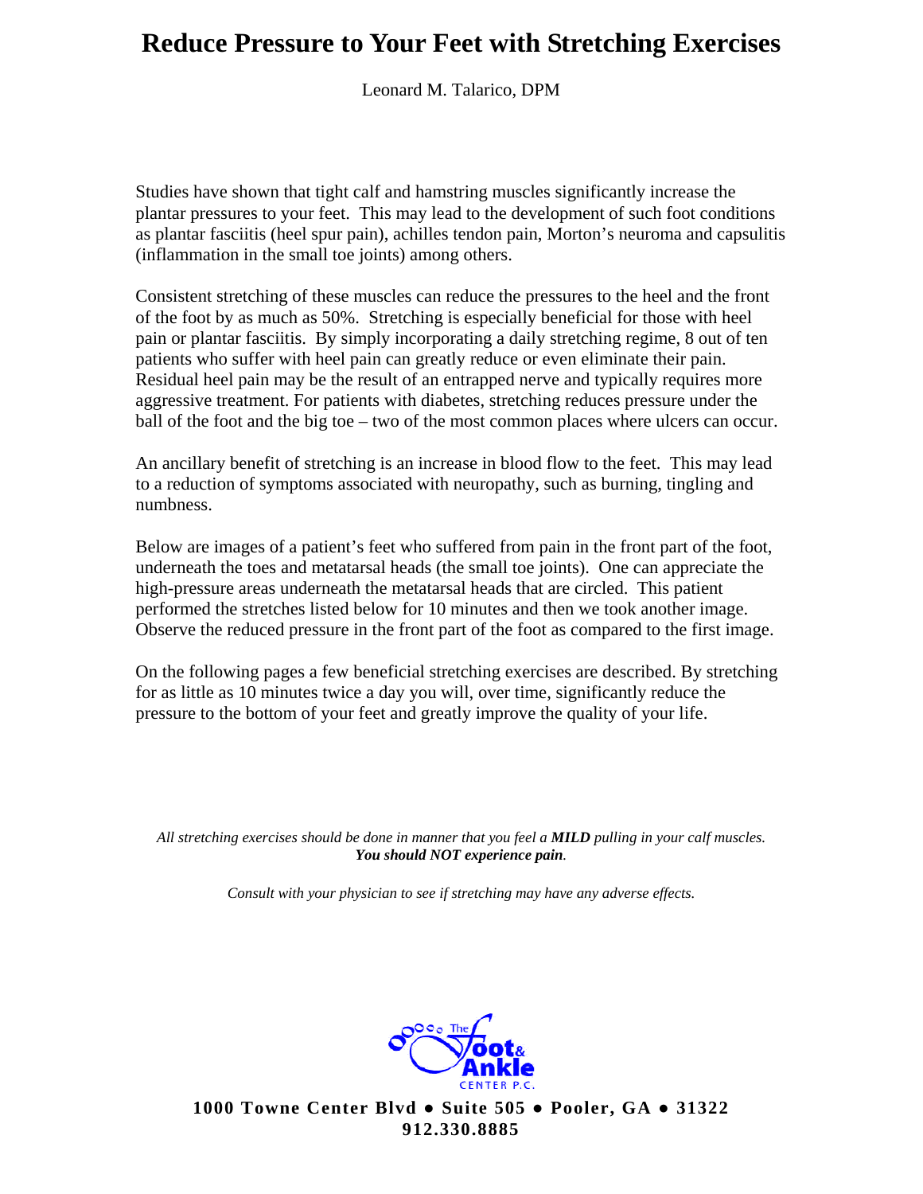# Reduce Pressure to Your Feet with Stretching Exercises

Leonard M. Talarico, DPM

Studies have shown that tight calf and hamstring muscles significantly increase the plantar pressures to your feet. This may lead to the development of such foot conditions as plantar fasciitis (heel spur pain), achilles tendon pain, Morton's neuroma and capsulitis (inflammation in the small toe joints) among others.

Consistent stretching of these muscles can reduce the pressures to the heel and the front of the foot by as much as 50%. Stretching is especially beneficial for those with heel pain or plantar fasciitis. By simply incorporating a daily stretching regime, 8 out of ten patients who suffer with heel pain can greatly reduce or even eliminate their pain. Residual heel pain may be the result of an entrapped nerve and typically requires more aggressive treatment. For patients with diabetes, stretching reduces pressure under the ball of the foot and the big toe – two of the most common places where ulcers can occur.

An ancillary benefit of stretching is an increase in blood flow to the feet. This may lead to a reduction of symptoms associated with neuropathy, such as burning, tingling and numbness.

Below are images of a patient's feet who suffered from pain in the front part of the foot, underneath the toes and metatarsal heads (the small toe joints). One can appreciate the high-pressure areas underneath the metatarsal heads that are circled. This patient performed the stretches listed below for 10 minutes and then we took another image. Observe the reduced pressure in the front part of the foot as compared to the first image.

On the following pages a few beneficial stretching exercises are described. By stretching for as little as 10 minutes twice a day you will, over time, significantly reduce the pressure to the bottom of your feet and greatly improve the quality of your life.

*All stretching exercises should be done in manner that you feel a **MILD** pulling in your calf muscles.*
***You should NOT experience pain.***

*Consult with your physician to see if stretching may have any adverse effects.*

The Foot & Ankle Center P.C.

**1000 Towne Center Blvd ● Suite 505 ● Pooler, GA ● 31322**
**912.330.8885**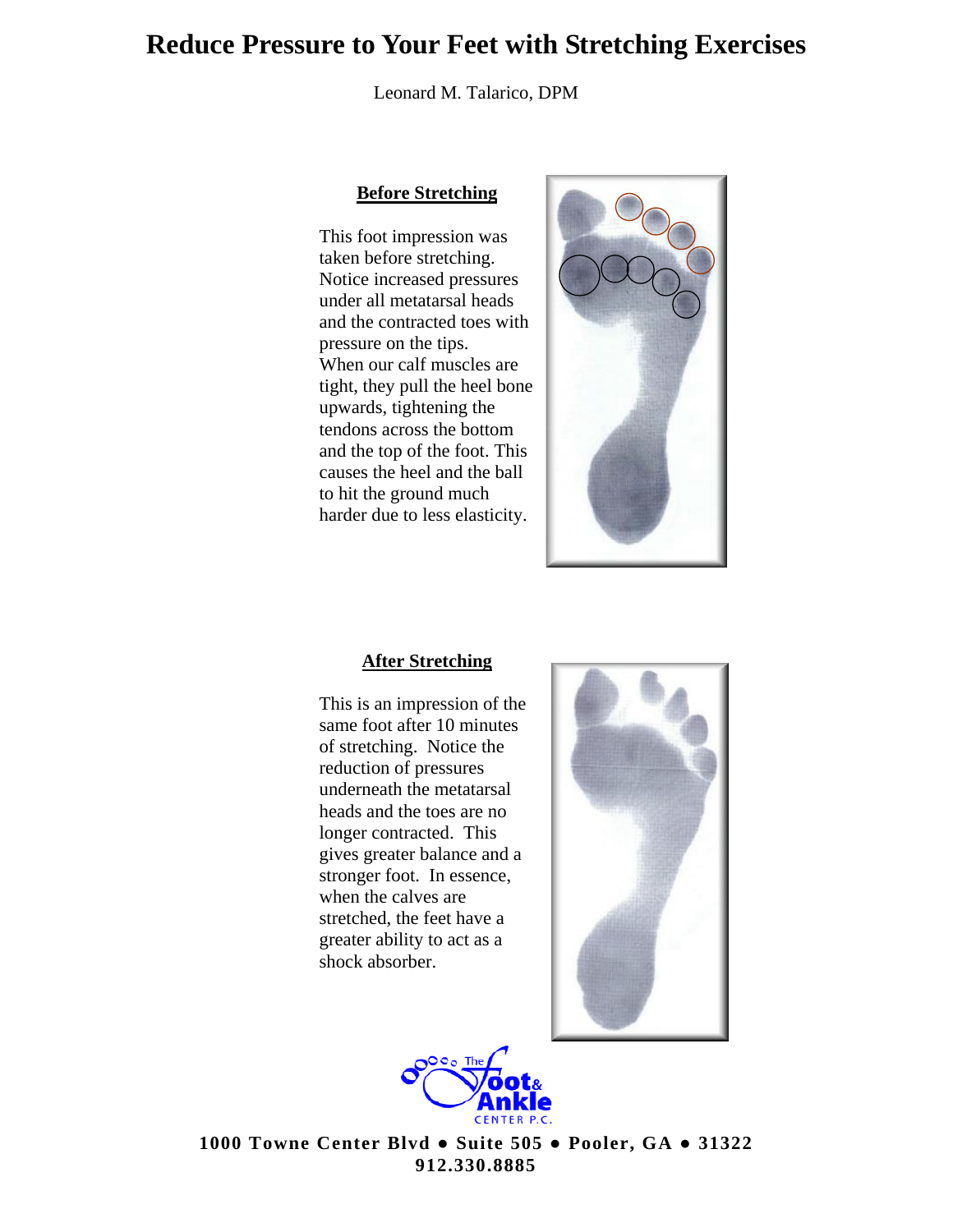# Reduce Pressure to Your Feet with Stretching Exercises

Leonard M. Talarico, DPM

## Before Stretching

This foot impression was taken before stretching. Notice increased pressures under all metatarsal heads and the contracted toes with pressure on the tips. When our calf muscles are tight, they pull the heel bone upwards, tightening the tendons across the bottom and the top of the foot. This causes the heel and the ball to hit the ground much harder due to less elasticity.

## After Stretching

This is an impression of the same foot after 10 minutes of stretching. Notice the reduction of pressures underneath the metatarsal heads and the toes are no longer contracted. This gives greater balance and a stronger foot. In essence, when the calves are stretched, the feet have a greater ability to act as a shock absorber.

The Foot & Ankle CENTER P.C.

**1000 Towne Center Blvd ● Suite 505 ● Pooler, GA ● 31322**
**912.330.8885**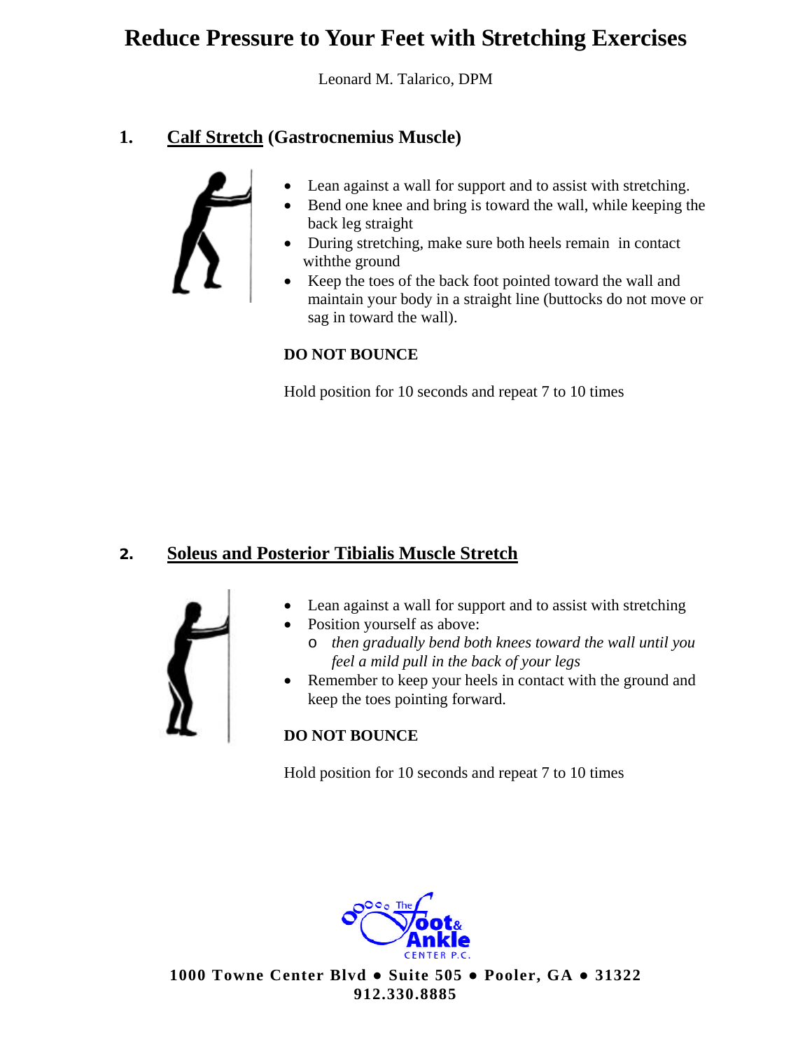# Reduce Pressure to Your Feet with Stretching Exercises

Leonard M. Talarico, DPM

## 1. Calf Stretch (Gastrocnemius Muscle)

- Lean against a wall for support and to assist with stretching.
- Bend one knee and bring is toward the wall, while keeping the back leg straight
- During stretching, make sure both heels remain in contact withthe ground
- Keep the toes of the back foot pointed toward the wall and maintain your body in a straight line (buttocks do not move or sag in toward the wall).

**DO NOT BOUNCE**

Hold position for 10 seconds and repeat 7 to 10 times

## 2. Soleus and Posterior Tibialis Muscle Stretch

- Lean against a wall for support and to assist with stretching
- Position yourself as above:
  - *then gradually bend both knees toward the wall until you feel a mild pull in the back of your legs*
- Remember to keep your heels in contact with the ground and keep the toes pointing forward.

**DO NOT BOUNCE**

Hold position for 10 seconds and repeat 7 to 10 times

The Foot & Ankle Center P.C.

**1000 Towne Center Blvd ● Suite 505 ● Pooler, GA ● 31322**
**912.330.8885**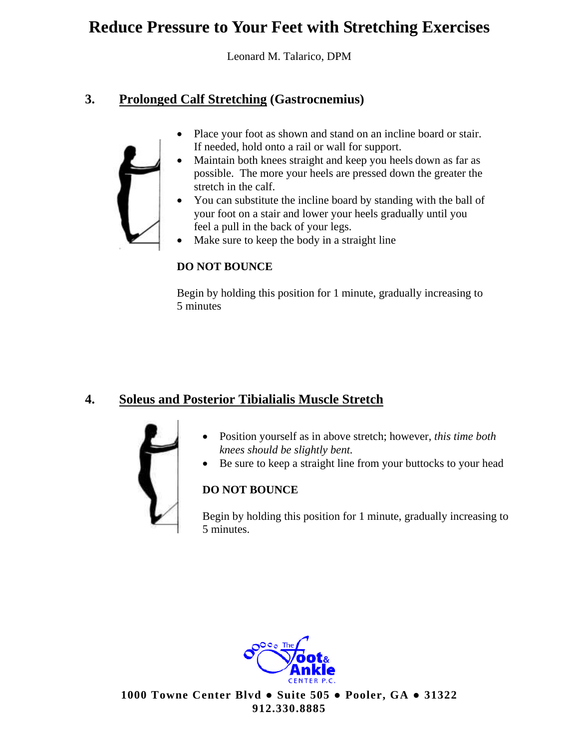# Reduce Pressure to Your Feet with Stretching Exercises

Leonard M. Talarico, DPM

## 3. Prolonged Calf Stretching (Gastrocnemius)

- Place your foot as shown and stand on an incline board or stair. If needed, hold onto a rail or wall for support.
- Maintain both knees straight and keep you heels down as far as possible. The more your heels are pressed down the greater the stretch in the calf.
- You can substitute the incline board by standing with the ball of your foot on a stair and lower your heels gradually until you feel a pull in the back of your legs.
- Make sure to keep the body in a straight line

**DO NOT BOUNCE**

Begin by holding this position for 1 minute, gradually increasing to 5 minutes

## 4. Soleus and Posterior Tibialialis Muscle Stretch

- Position yourself as in above stretch; however, *this time both knees should be slightly bent.*
- Be sure to keep a straight line from your buttocks to your head

**DO NOT BOUNCE**

Begin by holding this position for 1 minute, gradually increasing to 5 minutes.

The Foot & Ankle Center P.C.

**1000 Towne Center Blvd ● Suite 505 ● Pooler, GA ● 31322**
**912.330.8885**